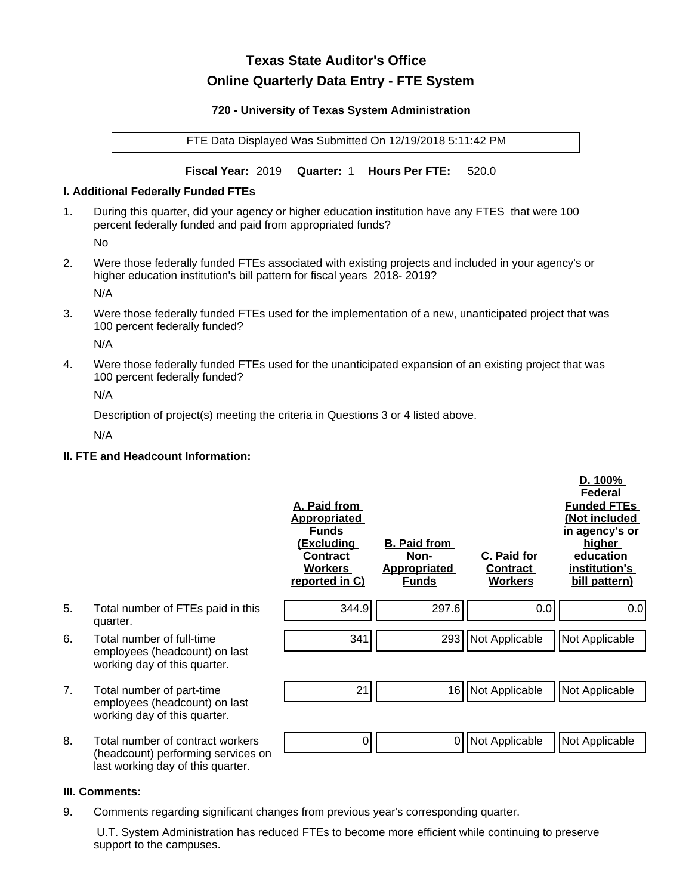# Texas State Auditor's Office

## Online Quarterly Data Entry - FTE System

### 720 - University of Texas System Administration

FTE Data Displayed Was Submitted On 12/19/2018 5:11:42 PM

**Fiscal Year:** 2019 **Quarter:** 1 **Hours Per FTE:** 520.0

### I. Additional Federally Funded FTEs

1. During this quarter, did your agency or higher education institution have any FTES that were 100 percent federally funded and paid from appropriated funds?

   No

2. Were those federally funded FTEs associated with existing projects and included in your agency's or higher education institution's bill pattern for fiscal years 2018- 2019?

   N/A

3. Were those federally funded FTEs used for the implementation of a new, unanticipated project that was 100 percent federally funded?

   N/A

4. Were those federally funded FTEs used for the unanticipated expansion of an existing project that was 100 percent federally funded?

   N/A

   Description of project(s) meeting the criteria in Questions 3 or 4 listed above.

   N/A

### II. FTE and Headcount Information:

| | | A. Paid from Appropriated Funds (Excluding Contract Workers reported in C) | B. Paid from Non-Appropriated Funds | C. Paid for Contract Workers | D. 100% Federal Funded FTEs (Not included in agency's or higher education institution's bill pattern) |
|---|---|---|---|---|---|
| 5. | Total number of FTEs paid in this quarter. | 344.9 | 297.6 | 0.0 | 0.0 |
| 6. | Total number of full-time employees (headcount) on last working day of this quarter. | 341 | 293 | Not Applicable | Not Applicable |
| 7. | Total number of part-time employees (headcount) on last working day of this quarter. | 21 | 16 | Not Applicable | Not Applicable |
| 8. | Total number of contract workers (headcount) performing services on last working day of this quarter. | 0 | 0 | Not Applicable | Not Applicable |

### III. Comments:

9. Comments regarding significant changes from previous year's corresponding quarter.

   U.T. System Administration has reduced FTEs to become more efficient while continuing to preserve support to the campuses.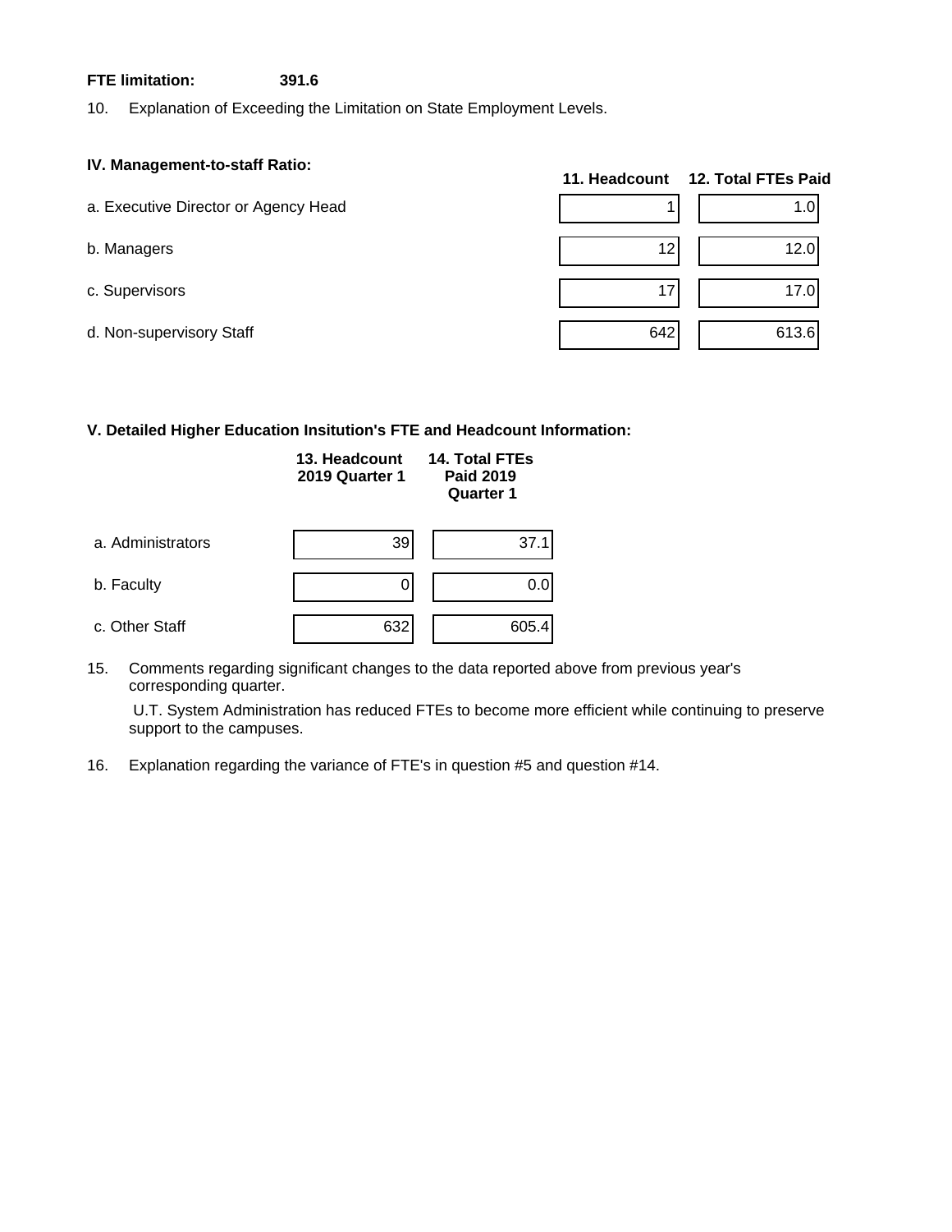**FTE limitation:** **391.6**

10. Explanation of Exceeding the Limitation on State Employment Levels.

**IV. Management-to-staff Ratio:**

| | 11. Headcount | 12. Total FTEs Paid |
|---|---|---|
| a. Executive Director or Agency Head | 1 | 1.0 |
| b. Managers | 12 | 12.0 |
| c. Supervisors | 17 | 17.0 |
| d. Non-supervisory Staff | 642 | 613.6 |

**V. Detailed Higher Education Insitution's FTE and Headcount Information:**

| | 13. Headcount 2019 Quarter 1 | 14. Total FTEs Paid 2019 Quarter 1 |
|---|---|---|
| a. Administrators | 39 | 37.1 |
| b. Faculty | 0 | 0.0 |
| c. Other Staff | 632 | 605.4 |

15. Comments regarding significant changes to the data reported above from previous year's corresponding quarter.

    U.T. System Administration has reduced FTEs to become more efficient while continuing to preserve support to the campuses.

16. Explanation regarding the variance of FTE's in question #5 and question #14.